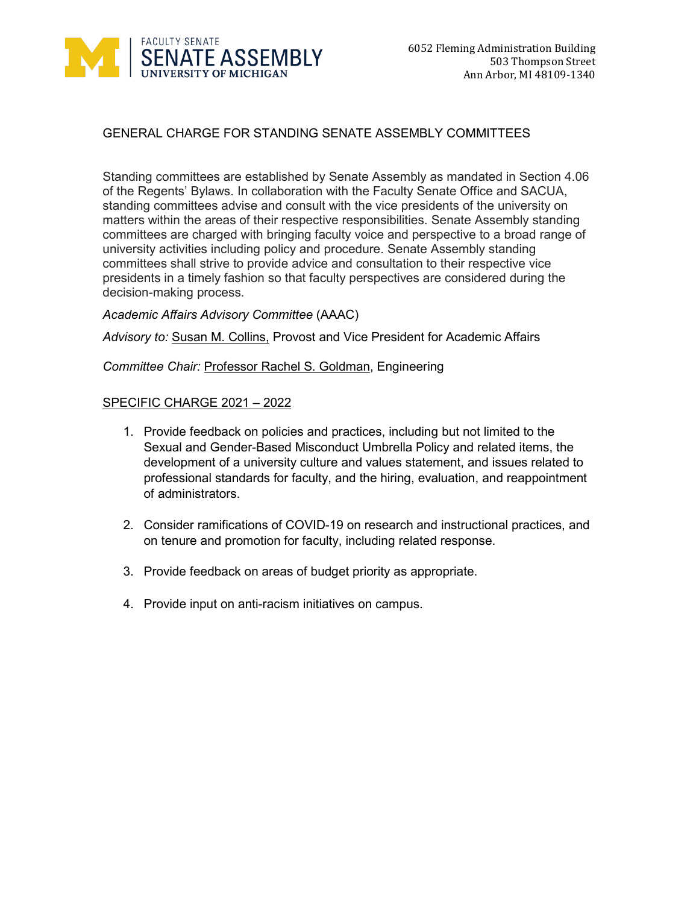FACULTY SENATE
SENATE ASSEMBLY
UNIVERSITY OF MICHIGAN

6052 Fleming Administration Building
503 Thompson Street
Ann Arbor, MI 48109-1340

# GENERAL CHARGE FOR STANDING SENATE ASSEMBLY COMMITTEES

Standing committees are established by Senate Assembly as mandated in Section 4.06 of the Regents' Bylaws. In collaboration with the Faculty Senate Office and SACUA, standing committees advise and consult with the vice presidents of the university on matters within the areas of their respective responsibilities. Senate Assembly standing committees are charged with bringing faculty voice and perspective to a broad range of university activities including policy and procedure. Senate Assembly standing committees shall strive to provide advice and consultation to their respective vice presidents in a timely fashion so that faculty perspectives are considered during the decision-making process.

*Academic Affairs Advisory Committee* (AAAC)

*Advisory to:* Susan M. Collins, Provost and Vice President for Academic Affairs

*Committee Chair:* Professor Rachel S. Goldman, Engineering

## SPECIFIC CHARGE 2021 – 2022

1. Provide feedback on policies and practices, including but not limited to the Sexual and Gender-Based Misconduct Umbrella Policy and related items, the development of a university culture and values statement, and issues related to professional standards for faculty, and the hiring, evaluation, and reappointment of administrators.

2. Consider ramifications of COVID-19 on research and instructional practices, and on tenure and promotion for faculty, including related response.

3. Provide feedback on areas of budget priority as appropriate.

4. Provide input on anti-racism initiatives on campus.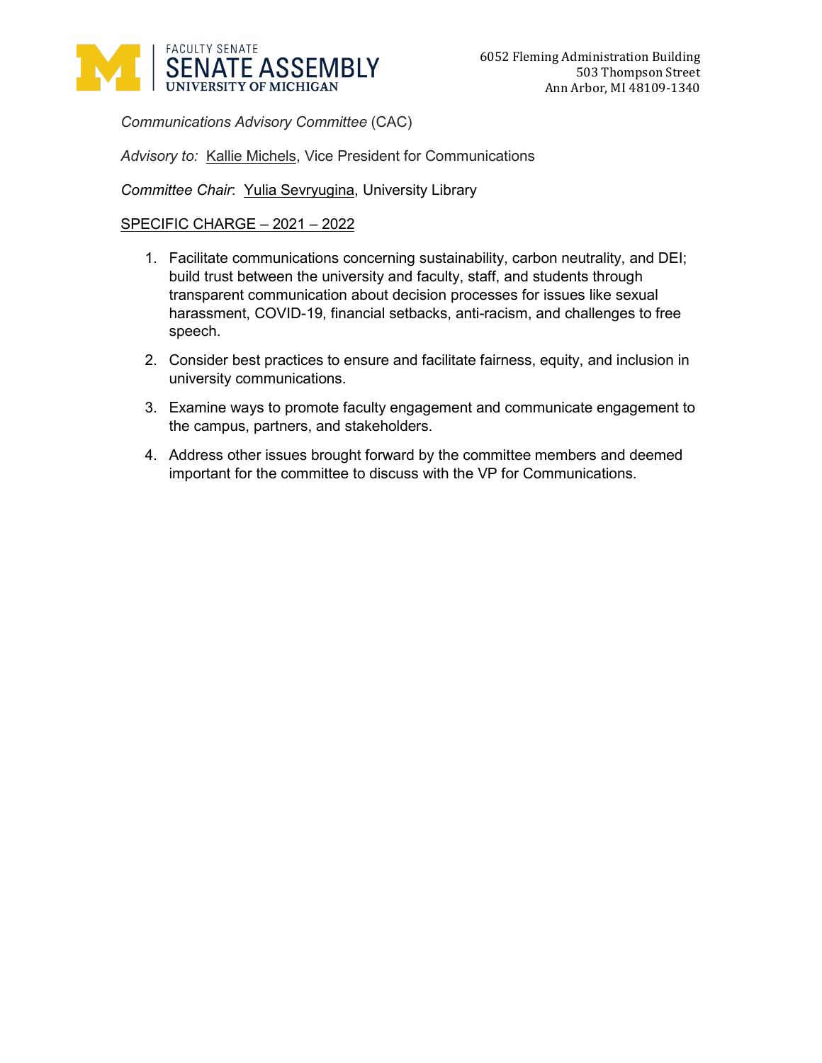*Communications Advisory Committee* (CAC)

*Advisory to:* Kallie Michels, Vice President for Communications

*Committee Chair*: Yulia Sevryugina, University Library

SPECIFIC CHARGE – 2021 – 2022

1. Facilitate communications concerning sustainability, carbon neutrality, and DEI; build trust between the university and faculty, staff, and students through transparent communication about decision processes for issues like sexual harassment, COVID-19, financial setbacks, anti-racism, and challenges to free speech.
2. Consider best practices to ensure and facilitate fairness, equity, and inclusion in university communications.
3. Examine ways to promote faculty engagement and communicate engagement to the campus, partners, and stakeholders.
4. Address other issues brought forward by the committee members and deemed important for the committee to discuss with the VP for Communications.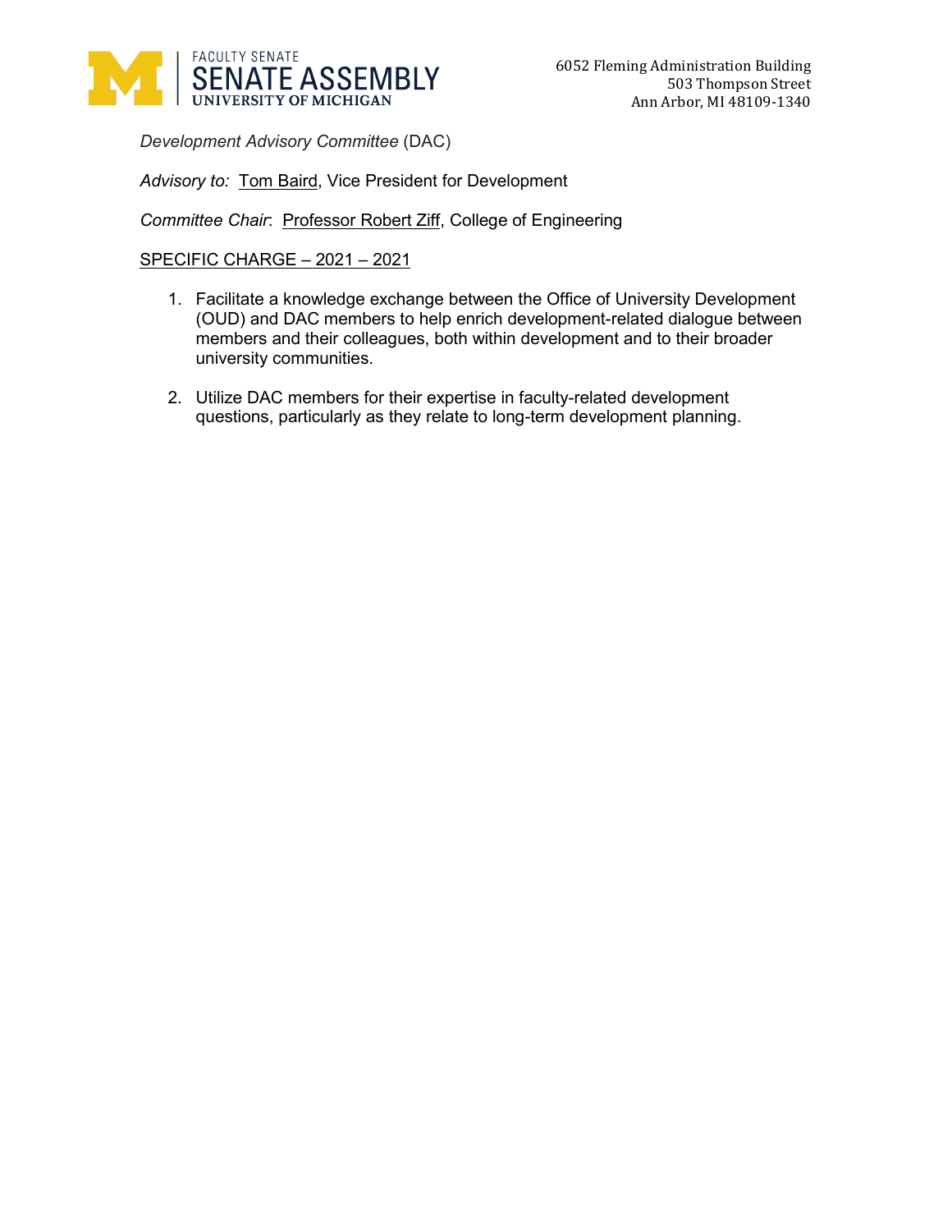*Development Advisory Committee* (DAC)

*Advisory to:* Tom Baird, Vice President for Development

*Committee Chair*: Professor Robert Ziff, College of Engineering

SPECIFIC CHARGE – 2021 – 2021

1. Facilitate a knowledge exchange between the Office of University Development (OUD) and DAC members to help enrich development-related dialogue between members and their colleagues, both within development and to their broader university communities.

2. Utilize DAC members for their expertise in faculty-related development questions, particularly as they relate to long-term development planning.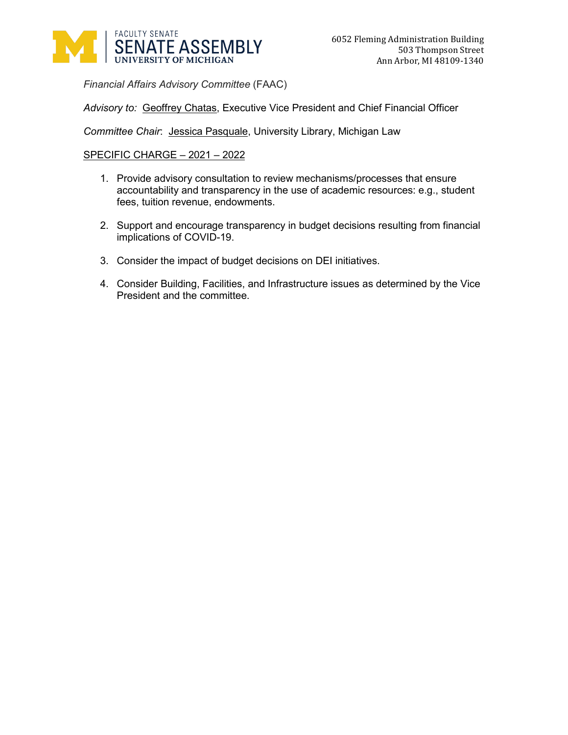FACULTY SENATE
SENATE ASSEMBLY
UNIVERSITY OF MICHIGAN

6052 Fleming Administration Building
503 Thompson Street
Ann Arbor, MI 48109-1340

*Financial Affairs Advisory Committee* (FAAC)

*Advisory to:* Geoffrey Chatas, Executive Vice President and Chief Financial Officer

*Committee Chair*: Jessica Pasquale, University Library, Michigan Law

SPECIFIC CHARGE – 2021 – 2022

1. Provide advisory consultation to review mechanisms/processes that ensure accountability and transparency in the use of academic resources: e.g., student fees, tuition revenue, endowments.

2. Support and encourage transparency in budget decisions resulting from financial implications of COVID-19.

3. Consider the impact of budget decisions on DEI initiatives.

4. Consider Building, Facilities, and Infrastructure issues as determined by the Vice President and the committee.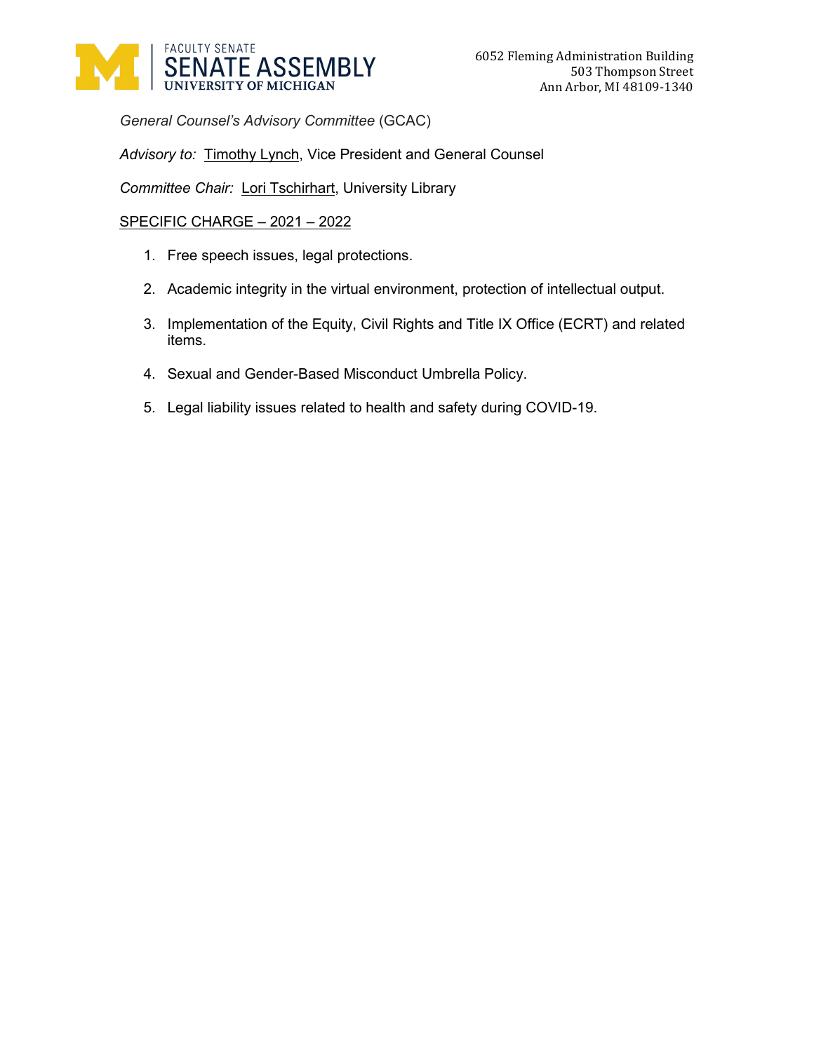*General Counsel's Advisory Committee* (GCAC)

*Advisory to:* Timothy Lynch, Vice President and General Counsel

*Committee Chair:* Lori Tschirhart, University Library

SPECIFIC CHARGE – 2021 – 2022

1. Free speech issues, legal protections.
2. Academic integrity in the virtual environment, protection of intellectual output.
3. Implementation of the Equity, Civil Rights and Title IX Office (ECRT) and related items.
4. Sexual and Gender-Based Misconduct Umbrella Policy.
5. Legal liability issues related to health and safety during COVID-19.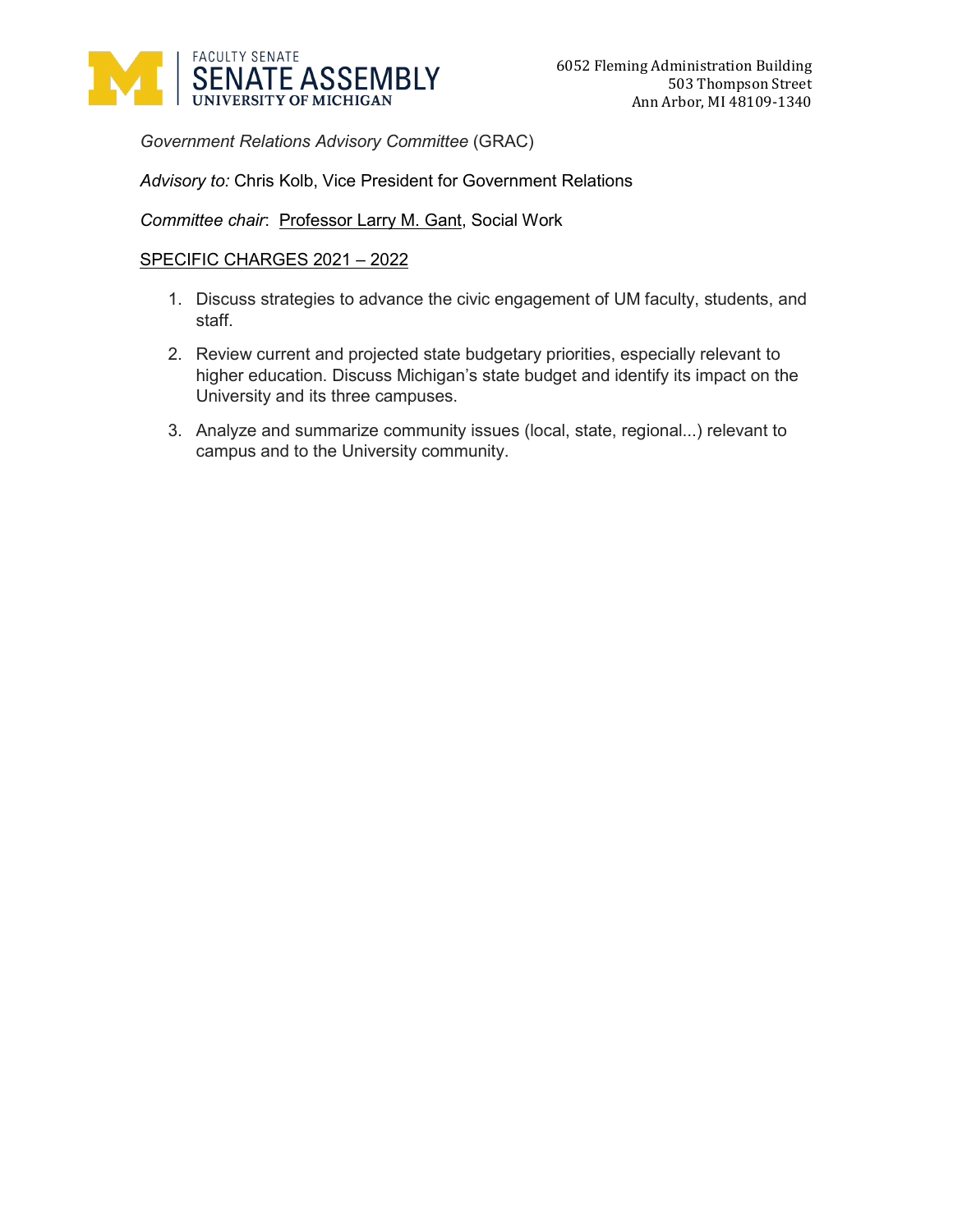FACULTY SENATE
SENATE ASSEMBLY
UNIVERSITY OF MICHIGAN

6052 Fleming Administration Building
503 Thompson Street
Ann Arbor, MI 48109-1340

*Government Relations Advisory Committee* (GRAC)

*Advisory to:* Chris Kolb, Vice President for Government Relations

*Committee chair*: Professor Larry M. Gant, Social Work

SPECIFIC CHARGES 2021 – 2022

1. Discuss strategies to advance the civic engagement of UM faculty, students, and staff.
2. Review current and projected state budgetary priorities, especially relevant to higher education. Discuss Michigan's state budget and identify its impact on the University and its three campuses.
3. Analyze and summarize community issues (local, state, regional...) relevant to campus and to the University community.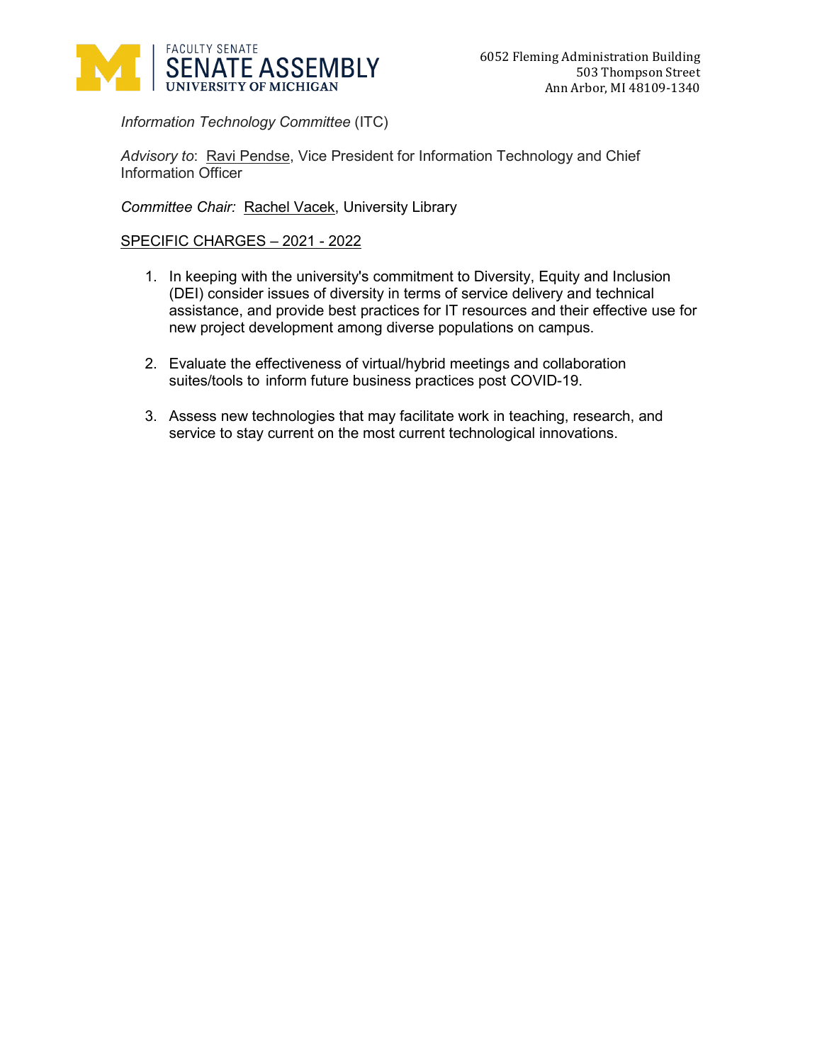FACULTY SENATE
SENATE ASSEMBLY
UNIVERSITY OF MICHIGAN

6052 Fleming Administration Building
503 Thompson Street
Ann Arbor, MI 48109-1340

*Information Technology Committee* (ITC)

*Advisory to*: Ravi Pendse, Vice President for Information Technology and Chief Information Officer

*Committee Chair:* Rachel Vacek, University Library

SPECIFIC CHARGES – 2021 - 2022

1. In keeping with the university's commitment to Diversity, Equity and Inclusion (DEI) consider issues of diversity in terms of service delivery and technical assistance, and provide best practices for IT resources and their effective use for new project development among diverse populations on campus.

2. Evaluate the effectiveness of virtual/hybrid meetings and collaboration suites/tools to inform future business practices post COVID-19.

3. Assess new technologies that may facilitate work in teaching, research, and service to stay current on the most current technological innovations.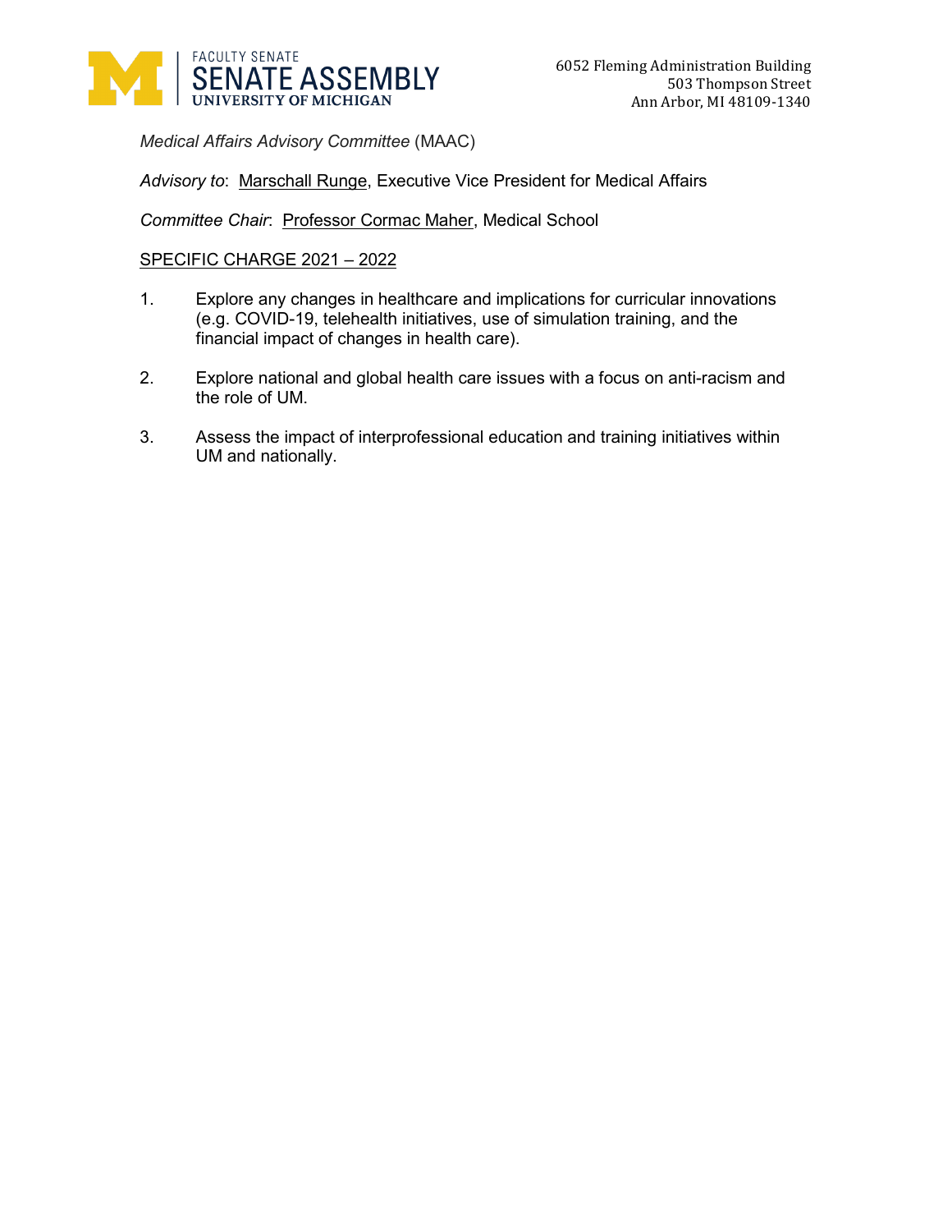FACULTY SENATE
SENATE ASSEMBLY
UNIVERSITY OF MICHIGAN

6052 Fleming Administration Building
503 Thompson Street
Ann Arbor, MI 48109-1340

*Medical Affairs Advisory Committee* (MAAC)

*Advisory to*: Marschall Runge, Executive Vice President for Medical Affairs

*Committee Chair*: Professor Cormac Maher, Medical School

SPECIFIC CHARGE 2021 – 2022

1. Explore any changes in healthcare and implications for curricular innovations (e.g. COVID-19, telehealth initiatives, use of simulation training, and the financial impact of changes in health care).

2. Explore national and global health care issues with a focus on anti-racism and the role of UM.

3. Assess the impact of interprofessional education and training initiatives within UM and nationally.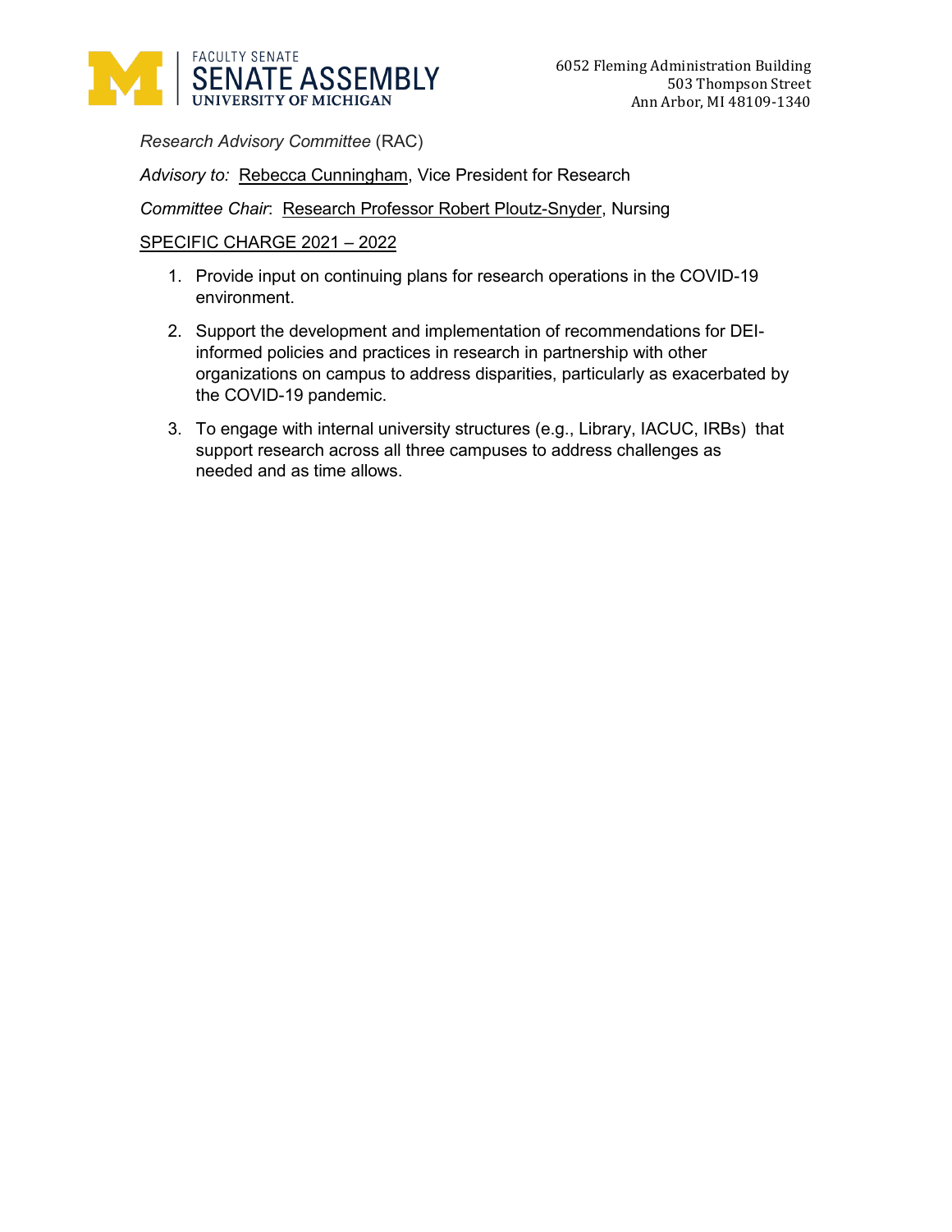*Research Advisory Committee* (RAC)

*Advisory to:* Rebecca Cunningham, Vice President for Research

*Committee Chair*: Research Professor Robert Ploutz-Snyder, Nursing

SPECIFIC CHARGE 2021 – 2022

1. Provide input on continuing plans for research operations in the COVID-19 environment.
2. Support the development and implementation of recommendations for DEI-informed policies and practices in research in partnership with other organizations on campus to address disparities, particularly as exacerbated by the COVID-19 pandemic.
3. To engage with internal university structures (e.g., Library, IACUC, IRBs) that support research across all three campuses to address challenges as needed and as time allows.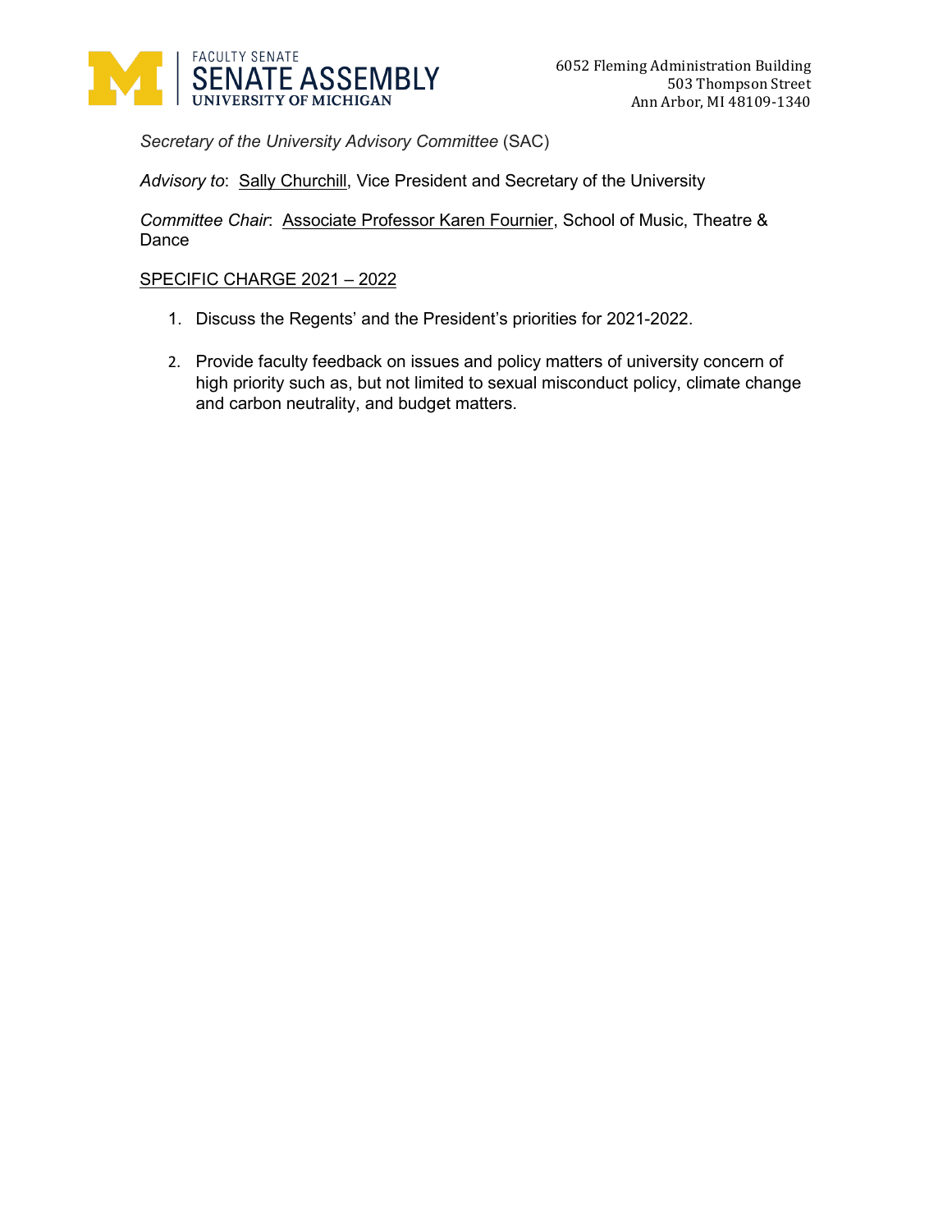*Secretary of the University Advisory Committee* (SAC)

*Advisory to*: Sally Churchill, Vice President and Secretary of the University

*Committee Chair*: Associate Professor Karen Fournier, School of Music, Theatre & Dance

SPECIFIC CHARGE 2021 – 2022

1. Discuss the Regents' and the President's priorities for 2021-2022.

2. Provide faculty feedback on issues and policy matters of university concern of high priority such as, but not limited to sexual misconduct policy, climate change and carbon neutrality, and budget matters.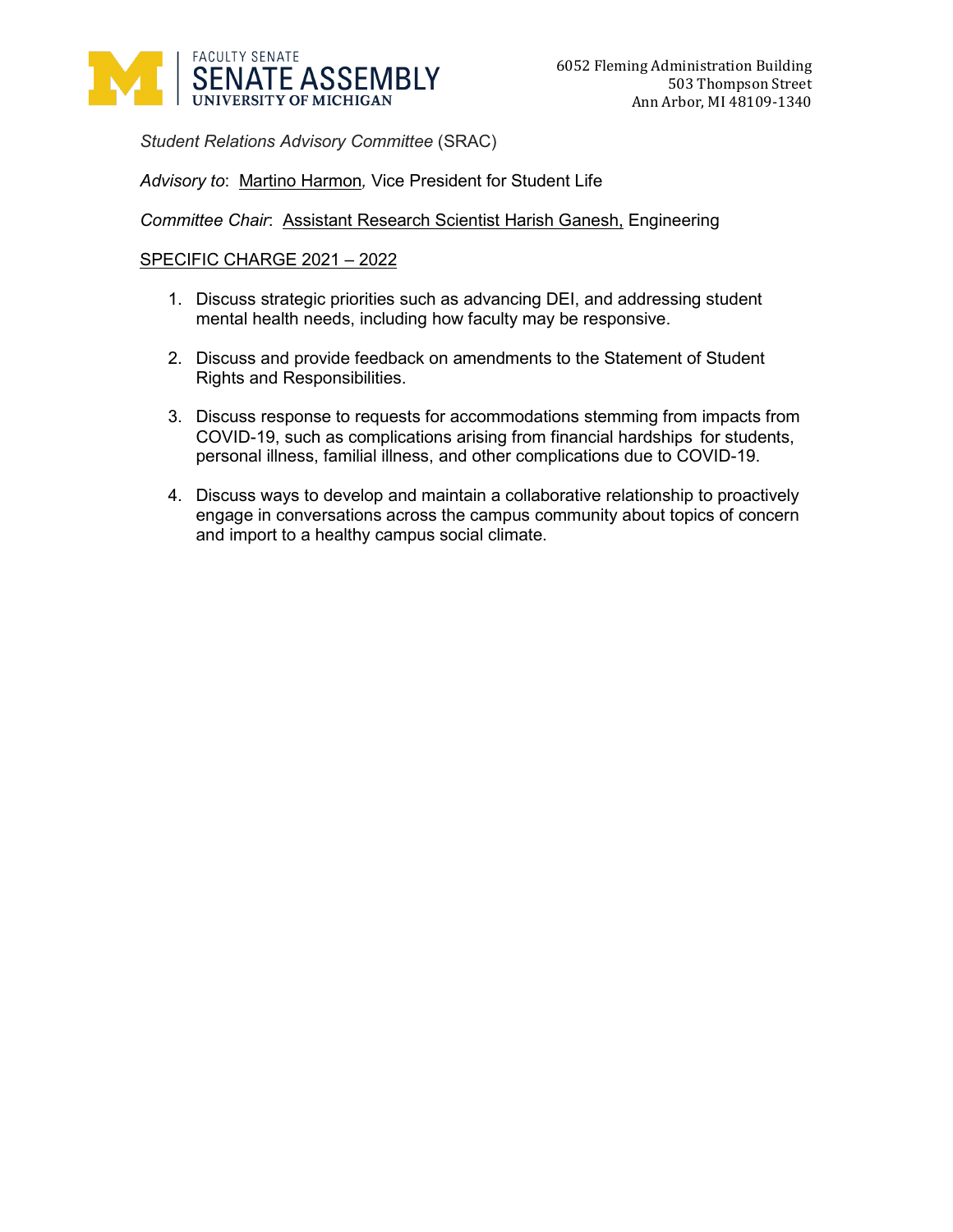FACULTY SENATE
SENATE ASSEMBLY
UNIVERSITY OF MICHIGAN

6052 Fleming Administration Building
503 Thompson Street
Ann Arbor, MI 48109-1340

*Student Relations Advisory Committee* (SRAC)

*Advisory to*: Martino Harmon, Vice President for Student Life

*Committee Chair*: Assistant Research Scientist Harish Ganesh, Engineering

SPECIFIC CHARGE 2021 – 2022

1. Discuss strategic priorities such as advancing DEI, and addressing student mental health needs, including how faculty may be responsive.

2. Discuss and provide feedback on amendments to the Statement of Student Rights and Responsibilities.

3. Discuss response to requests for accommodations stemming from impacts from COVID-19, such as complications arising from financial hardships for students, personal illness, familial illness, and other complications due to COVID-19.

4. Discuss ways to develop and maintain a collaborative relationship to proactively engage in conversations across the campus community about topics of concern and import to a healthy campus social climate.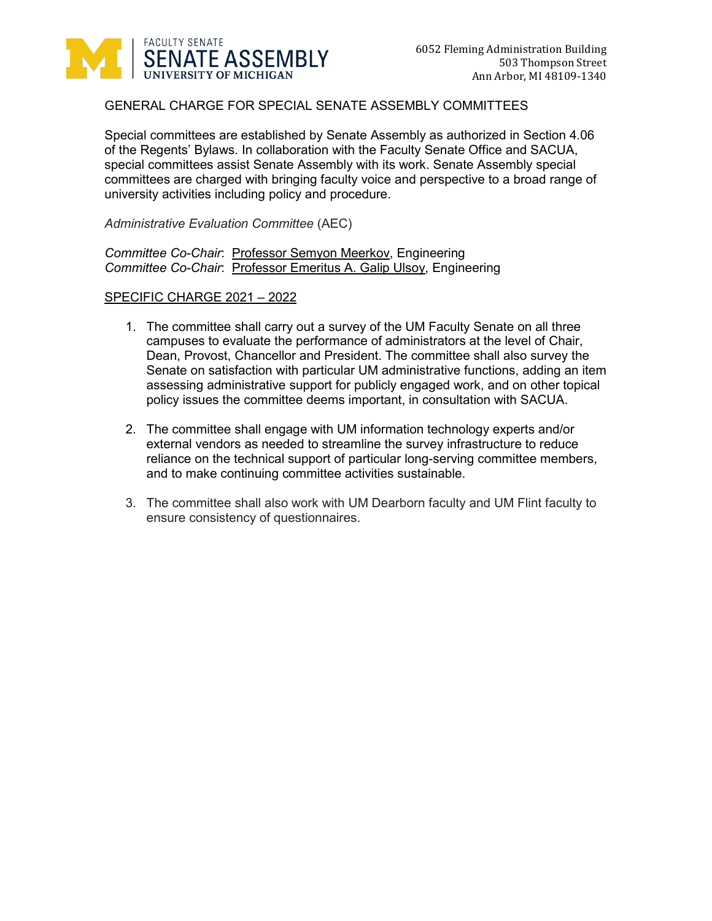FACULTY SENATE
SENATE ASSEMBLY
UNIVERSITY OF MICHIGAN

6052 Fleming Administration Building
503 Thompson Street
Ann Arbor, MI 48109-1340

GENERAL CHARGE FOR SPECIAL SENATE ASSEMBLY COMMITTEES

Special committees are established by Senate Assembly as authorized in Section 4.06 of the Regents' Bylaws. In collaboration with the Faculty Senate Office and SACUA, special committees assist Senate Assembly with its work. Senate Assembly special committees are charged with bringing faculty voice and perspective to a broad range of university activities including policy and procedure.

*Administrative Evaluation Committee* (AEC)

*Committee Co-Chair*: Professor Semyon Meerkov, Engineering
*Committee Co-Chair*: Professor Emeritus A. Galip Ulsoy, Engineering

SPECIFIC CHARGE 2021 – 2022

1. The committee shall carry out a survey of the UM Faculty Senate on all three campuses to evaluate the performance of administrators at the level of Chair, Dean, Provost, Chancellor and President. The committee shall also survey the Senate on satisfaction with particular UM administrative functions, adding an item assessing administrative support for publicly engaged work, and on other topical policy issues the committee deems important, in consultation with SACUA.

2. The committee shall engage with UM information technology experts and/or external vendors as needed to streamline the survey infrastructure to reduce reliance on the technical support of particular long-serving committee members, and to make continuing committee activities sustainable.

3. The committee shall also work with UM Dearborn faculty and UM Flint faculty to ensure consistency of questionnaires.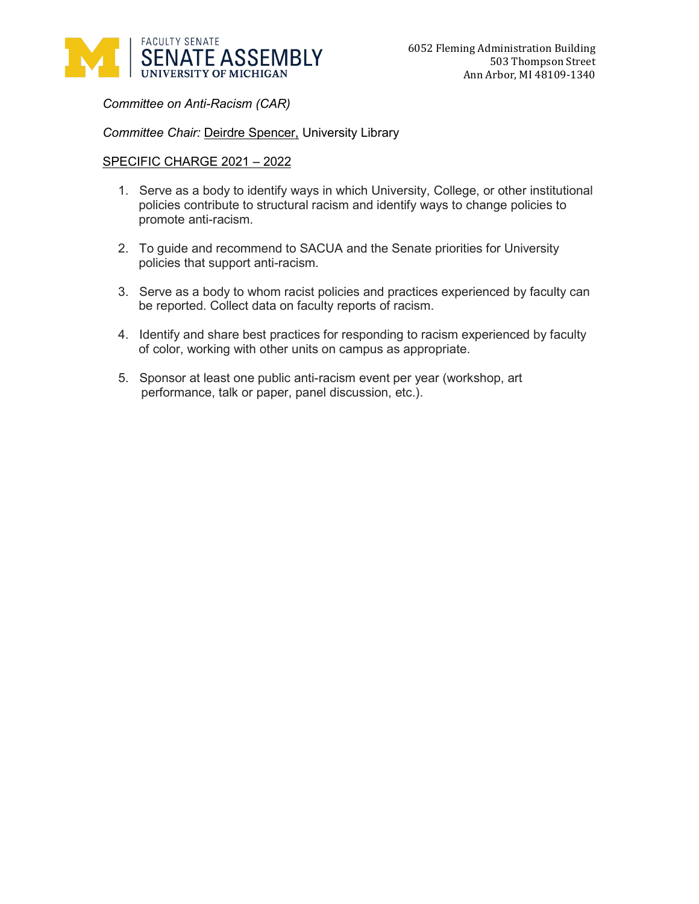FACULTY SENATE
SENATE ASSEMBLY
UNIVERSITY OF MICHIGAN

6052 Fleming Administration Building
503 Thompson Street
Ann Arbor, MI 48109-1340

*Committee on Anti-Racism (CAR)*

*Committee Chair:* Deirdre Spencer, University Library

SPECIFIC CHARGE 2021 – 2022

1. Serve as a body to identify ways in which University, College, or other institutional policies contribute to structural racism and identify ways to change policies to promote anti-racism.

2. To guide and recommend to SACUA and the Senate priorities for University policies that support anti-racism.

3. Serve as a body to whom racist policies and practices experienced by faculty can be reported. Collect data on faculty reports of racism.

4. Identify and share best practices for responding to racism experienced by faculty of color, working with other units on campus as appropriate.

5. Sponsor at least one public anti-racism event per year (workshop, art performance, talk or paper, panel discussion, etc.).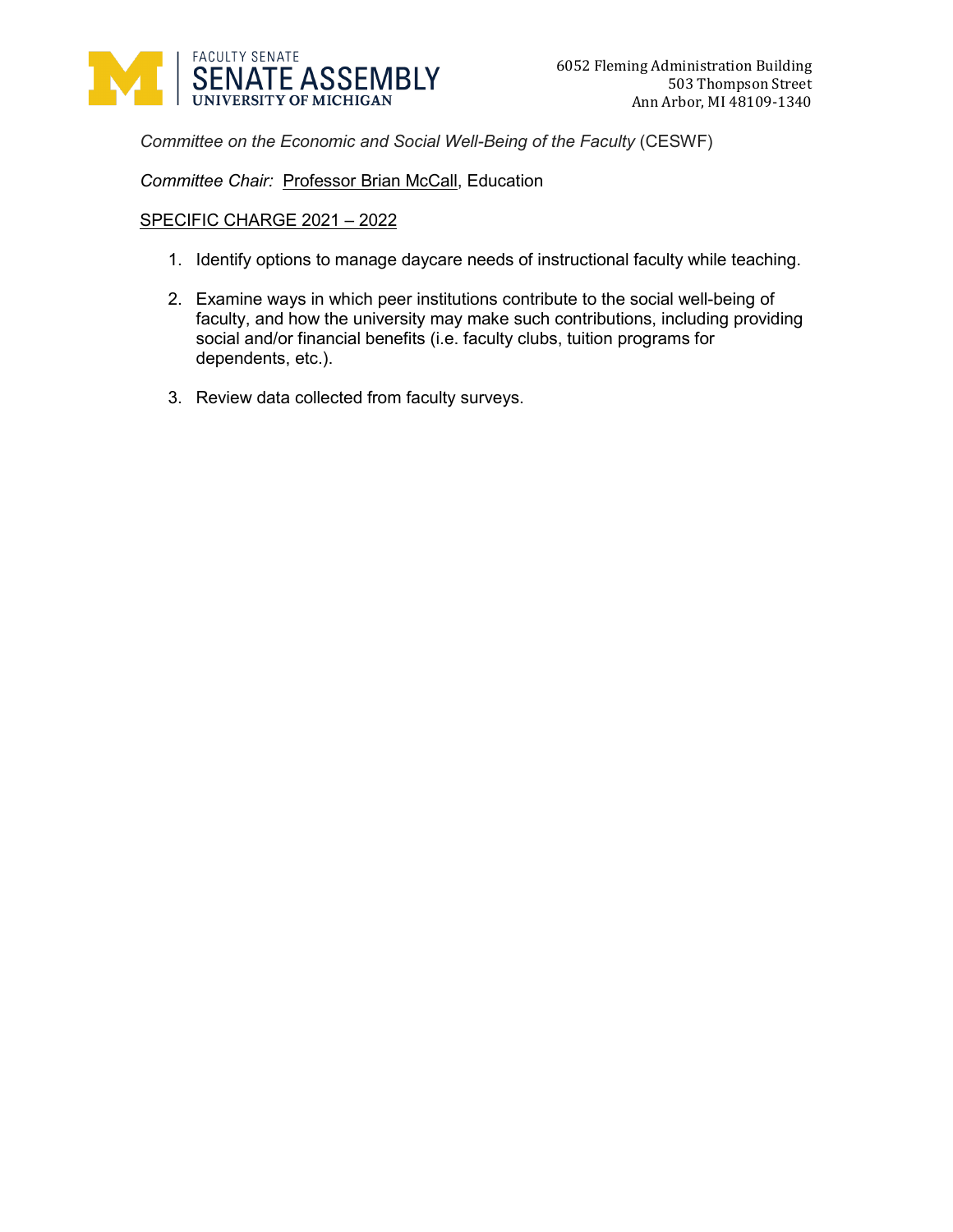FACULTY SENATE
SENATE ASSEMBLY
UNIVERSITY OF MICHIGAN

6052 Fleming Administration Building
503 Thompson Street
Ann Arbor, MI 48109-1340

*Committee on the Economic and Social Well-Being of the Faculty* (CESWF)

*Committee Chair:* Professor Brian McCall, Education

SPECIFIC CHARGE 2021 – 2022

1. Identify options to manage daycare needs of instructional faculty while teaching.

2. Examine ways in which peer institutions contribute to the social well-being of faculty, and how the university may make such contributions, including providing social and/or financial benefits (i.e. faculty clubs, tuition programs for dependents, etc.).

3. Review data collected from faculty surveys.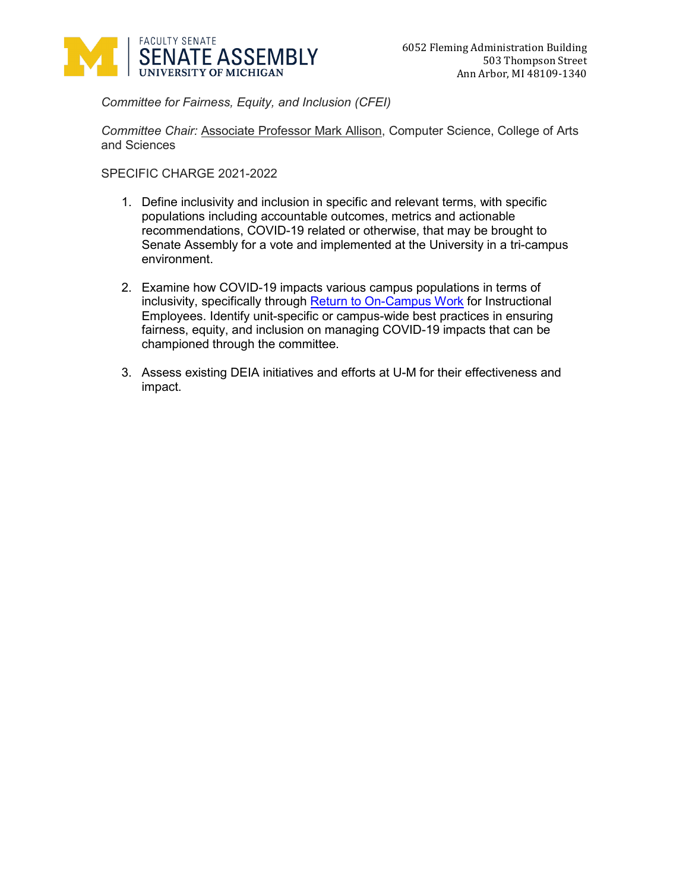FACULTY SENATE
SENATE ASSEMBLY
UNIVERSITY OF MICHIGAN

6052 Fleming Administration Building
503 Thompson Street
Ann Arbor, MI 48109-1340

*Committee for Fairness, Equity, and Inclusion (CFEI)*

*Committee Chair:* Associate Professor Mark Allison, Computer Science, College of Arts and Sciences

SPECIFIC CHARGE 2021-2022

1. Define inclusivity and inclusion in specific and relevant terms, with specific populations including accountable outcomes, metrics and actionable recommendations, COVID-19 related or otherwise, that may be brought to Senate Assembly for a vote and implemented at the University in a tri-campus environment.

2. Examine how COVID-19 impacts various campus populations in terms of inclusivity, specifically through Return to On-Campus Work for Instructional Employees. Identify unit-specific or campus-wide best practices in ensuring fairness, equity, and inclusion on managing COVID-19 impacts that can be championed through the committee.

3. Assess existing DEIA initiatives and efforts at U-M for their effectiveness and impact.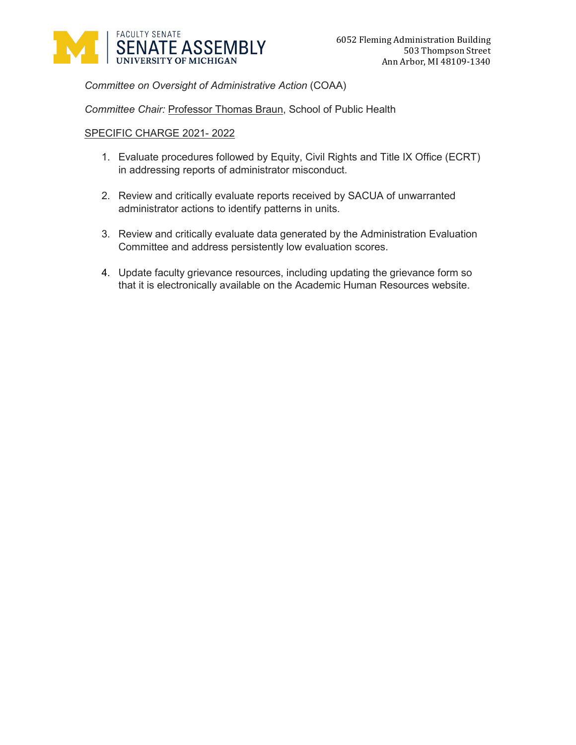FACULTY SENATE
SENATE ASSEMBLY
UNIVERSITY OF MICHIGAN

6052 Fleming Administration Building
503 Thompson Street
Ann Arbor, MI 48109-1340

*Committee on Oversight of Administrative Action* (COAA)

*Committee Chair:* Professor Thomas Braun, School of Public Health

SPECIFIC CHARGE 2021- 2022

1. Evaluate procedures followed by Equity, Civil Rights and Title IX Office (ECRT) in addressing reports of administrator misconduct.

2. Review and critically evaluate reports received by SACUA of unwarranted administrator actions to identify patterns in units.

3. Review and critically evaluate data generated by the Administration Evaluation Committee and address persistently low evaluation scores.

4. Update faculty grievance resources, including updating the grievance form so that it is electronically available on the Academic Human Resources website.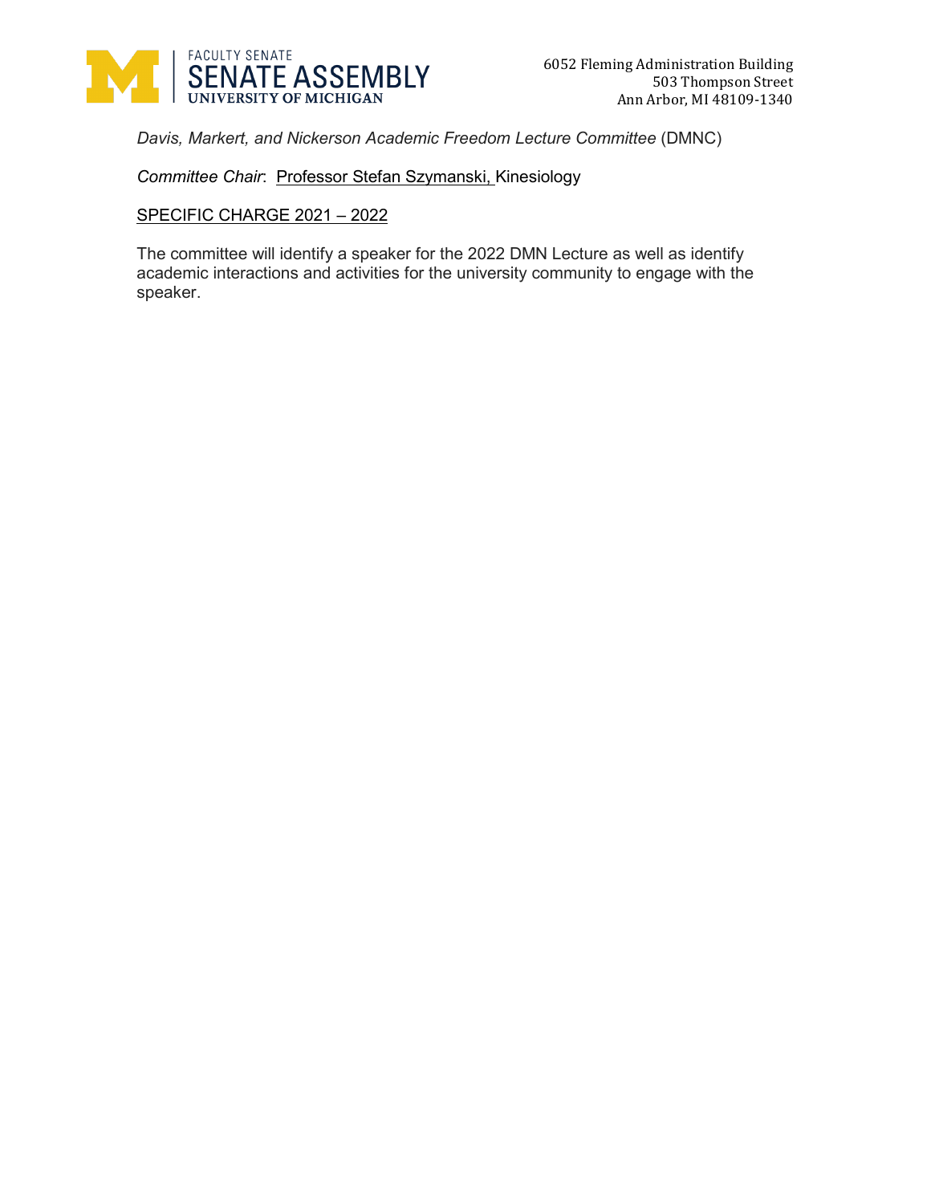FACULTY SENATE
SENATE ASSEMBLY
UNIVERSITY OF MICHIGAN

6052 Fleming Administration Building
503 Thompson Street
Ann Arbor, MI 48109-1340

*Davis, Markert, and Nickerson Academic Freedom Lecture Committee* (DMNC)

*Committee Chair*: Professor Stefan Szymanski, Kinesiology

SPECIFIC CHARGE 2021 – 2022

The committee will identify a speaker for the 2022 DMN Lecture as well as identify academic interactions and activities for the university community to engage with the speaker.